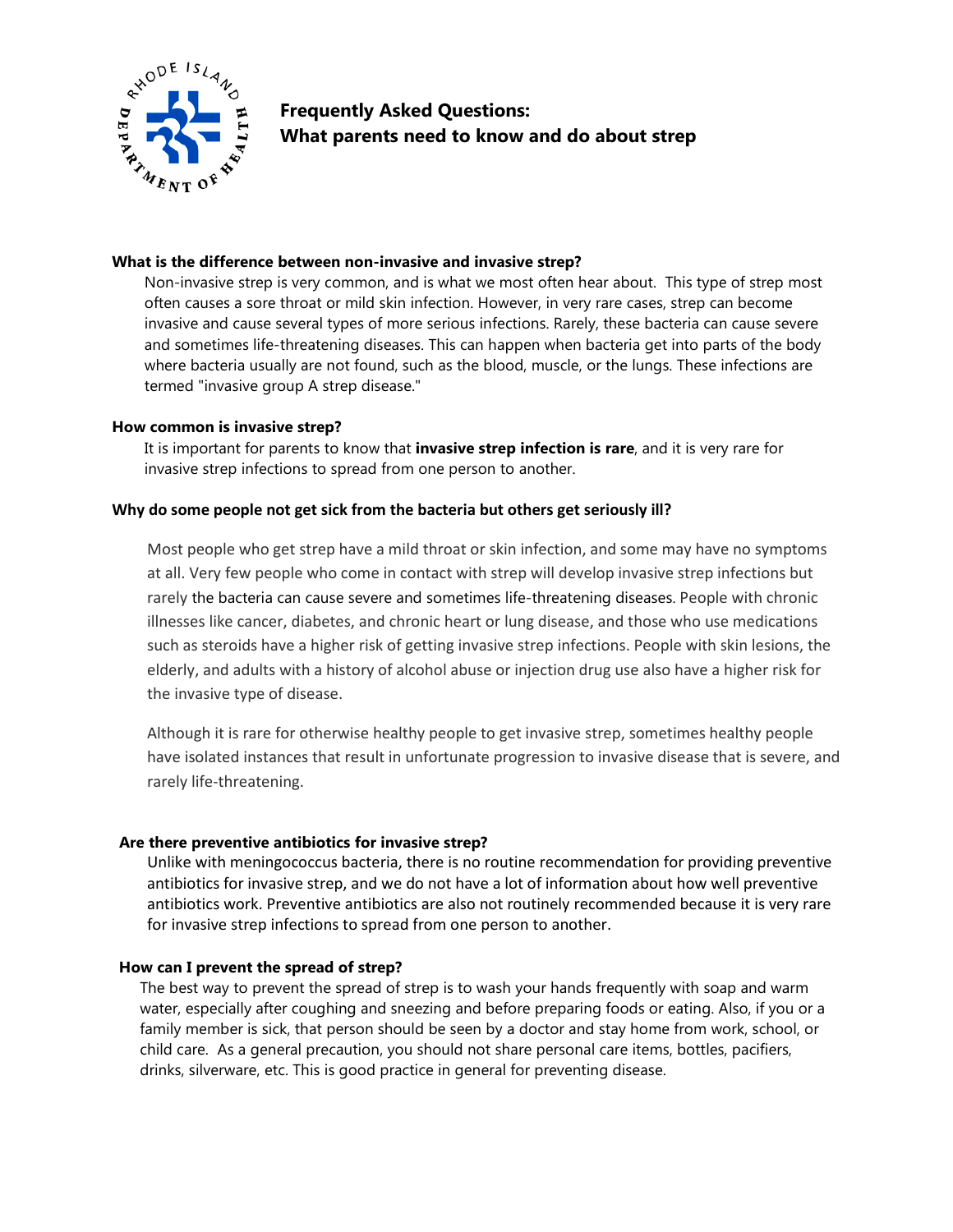# Frequently Asked Questions: What parents need to know and do about strep

### What is the difference between non-invasive and invasive strep?

Non-invasive strep is very common, and is what we most often hear about. This type of strep most often causes a sore throat or mild skin infection. However, in very rare cases, strep can become invasive and cause several types of more serious infections. Rarely, these bacteria can cause severe and sometimes life-threatening diseases. This can happen when bacteria get into parts of the body where bacteria usually are not found, such as the blood, muscle, or the lungs. These infections are termed "invasive group A strep disease."

### How common is invasive strep?

It is important for parents to know that **invasive strep infection is rare**, and it is very rare for invasive strep infections to spread from one person to another.

### Why do some people not get sick from the bacteria but others get seriously ill?

Most people who get strep have a mild throat or skin infection, and some may have no symptoms at all. Very few people who come in contact with strep will develop invasive strep infections but rarely the bacteria can cause severe and sometimes life-threatening diseases. People with chronic illnesses like cancer, diabetes, and chronic heart or lung disease, and those who use medications such as steroids have a higher risk of getting invasive strep infections. People with skin lesions, the elderly, and adults with a history of alcohol abuse or injection drug use also have a higher risk for the invasive type of disease.

Although it is rare for otherwise healthy people to get invasive strep, sometimes healthy people have isolated instances that result in unfortunate progression to invasive disease that is severe, and rarely life-threatening.

### Are there preventive antibiotics for invasive strep?

Unlike with meningococcus bacteria, there is no routine recommendation for providing preventive antibiotics for invasive strep, and we do not have a lot of information about how well preventive antibiotics work. Preventive antibiotics are also not routinely recommended because it is very rare for invasive strep infections to spread from one person to another.

### How can I prevent the spread of strep?

The best way to prevent the spread of strep is to wash your hands frequently with soap and warm water, especially after coughing and sneezing and before preparing foods or eating. Also, if you or a family member is sick, that person should be seen by a doctor and stay home from work, school, or child care. As a general precaution, you should not share personal care items, bottles, pacifiers, drinks, silverware, etc. This is good practice in general for preventing disease.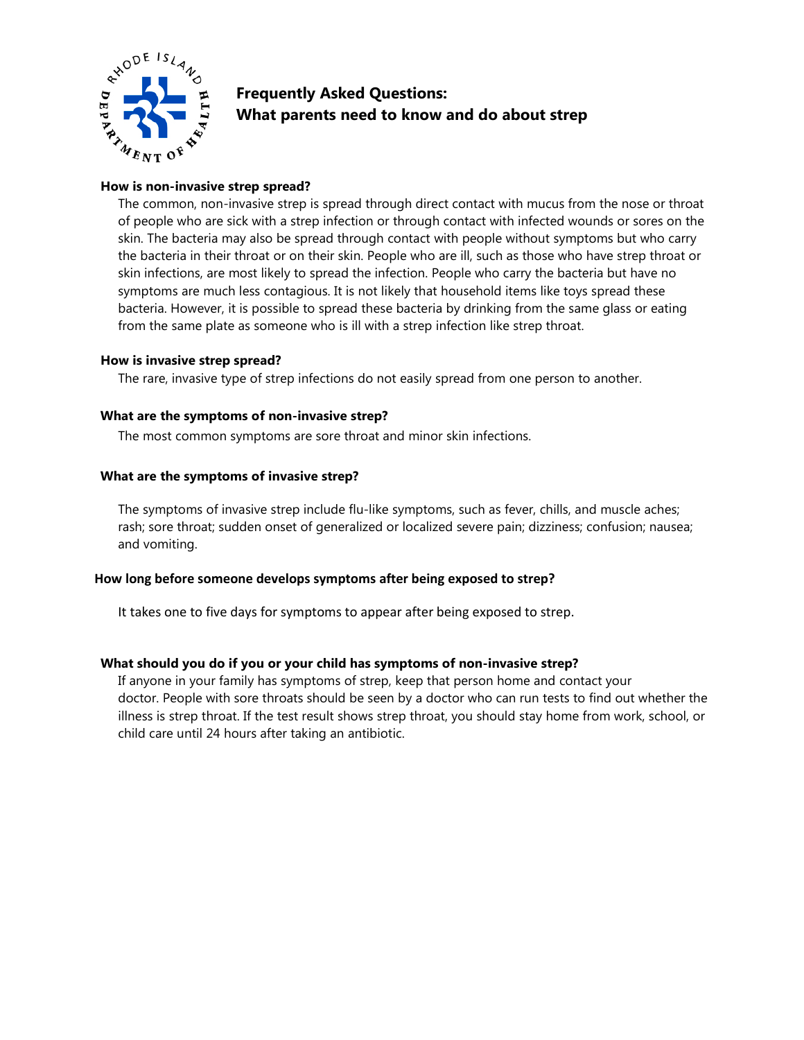# Frequently Asked Questions: What parents need to know and do about strep

**How is non-invasive strep spread?**

The common, non-invasive strep is spread through direct contact with mucus from the nose or throat of people who are sick with a strep infection or through contact with infected wounds or sores on the skin. The bacteria may also be spread through contact with people without symptoms but who carry the bacteria in their throat or on their skin. People who are ill, such as those who have strep throat or skin infections, are most likely to spread the infection. People who carry the bacteria but have no symptoms are much less contagious. It is not likely that household items like toys spread these bacteria. However, it is possible to spread these bacteria by drinking from the same glass or eating from the same plate as someone who is ill with a strep infection like strep throat.

**How is invasive strep spread?**

The rare, invasive type of strep infections do not easily spread from one person to another.

**What are the symptoms of non-invasive strep?**

The most common symptoms are sore throat and minor skin infections.

**What are the symptoms of invasive strep?**

The symptoms of invasive strep include flu-like symptoms, such as fever, chills, and muscle aches; rash; sore throat; sudden onset of generalized or localized severe pain; dizziness; confusion; nausea; and vomiting.

**How long before someone develops symptoms after being exposed to strep?**

It takes one to five days for symptoms to appear after being exposed to strep.

**What should you do if you or your child has symptoms of non-invasive strep?**

If anyone in your family has symptoms of strep, keep that person home and contact your doctor. People with sore throats should be seen by a doctor who can run tests to find out whether the illness is strep throat. If the test result shows strep throat, you should stay home from work, school, or child care until 24 hours after taking an antibiotic.